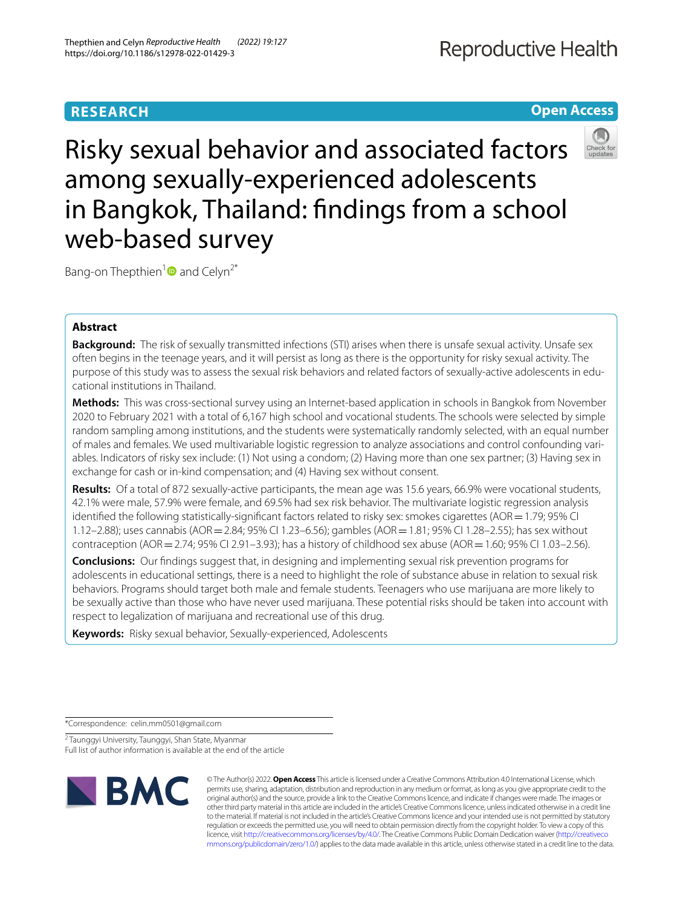RESEARCH

Open Access

# Risky sexual behavior and associated factors among sexually-experienced adolescents in Bangkok, Thailand: findings from a school web-based survey

Bang-on Thepthien[1] and Celyn[2*]

## Abstract

**Background:** The risk of sexually transmitted infections (STI) arises when there is unsafe sexual activity. Unsafe sex often begins in the teenage years, and it will persist as long as there is the opportunity for risky sexual activity. The purpose of this study was to assess the sexual risk behaviors and related factors of sexually-active adolescents in educational institutions in Thailand.

**Methods:** This was cross-sectional survey using an Internet-based application in schools in Bangkok from November 2020 to February 2021 with a total of 6,167 high school and vocational students. The schools were selected by simple random sampling among institutions, and the students were systematically randomly selected, with an equal number of males and females. We used multivariable logistic regression to analyze associations and control confounding variables. Indicators of risky sex include: (1) Not using a condom; (2) Having more than one sex partner; (3) Having sex in exchange for cash or in-kind compensation; and (4) Having sex without consent.

**Results:** Of a total of 872 sexually-active participants, the mean age was 15.6 years, 66.9% were vocational students, 42.1% were male, 57.9% were female, and 69.5% had sex risk behavior. The multivariate logistic regression analysis identified the following statistically-significant factors related to risky sex: smokes cigarettes (AOR = 1.79; 95% CI 1.12–2.88); uses cannabis (AOR = 2.84; 95% CI 1.23–6.56); gambles (AOR = 1.81; 95% CI 1.28–2.55); has sex without contraception (AOR = 2.74; 95% CI 2.91–3.93); has a history of childhood sex abuse (AOR = 1.60; 95% CI 1.03–2.56).

**Conclusions:** Our findings suggest that, in designing and implementing sexual risk prevention programs for adolescents in educational settings, there is a need to highlight the role of substance abuse in relation to sexual risk behaviors. Programs should target both male and female students. Teenagers who use marijuana are more likely to be sexually active than those who have never used marijuana. These potential risks should be taken into account with respect to legalization of marijuana and recreational use of this drug.

**Keywords:** Risky sexual behavior, Sexually-experienced, Adolescents

*Correspondence: celin.mm0501@gmail.com

[2] Taunggyi University, Taunggyi, Shan State, Myanmar

Full list of author information is available at the end of the article

© The Author(s) 2022. **Open Access** This article is licensed under a Creative Commons Attribution 4.0 International License, which permits use, sharing, adaptation, distribution and reproduction in any medium or format, as long as you give appropriate credit to the original author(s) and the source, provide a link to the Creative Commons licence, and indicate if changes were made. The images or other third party material in this article are included in the article's Creative Commons licence, unless indicated otherwise in a credit line to the material. If material is not included in the article's Creative Commons licence and your intended use is not permitted by statutory regulation or exceeds the permitted use, you will need to obtain permission directly from the copyright holder. To view a copy of this licence, visit http://creativecommons.org/licenses/by/4.0/. The Creative Commons Public Domain Dedication waiver (http://creativecommons.org/publicdomain/zero/1.0/) applies to the data made available in this article, unless otherwise stated in a credit line to the data.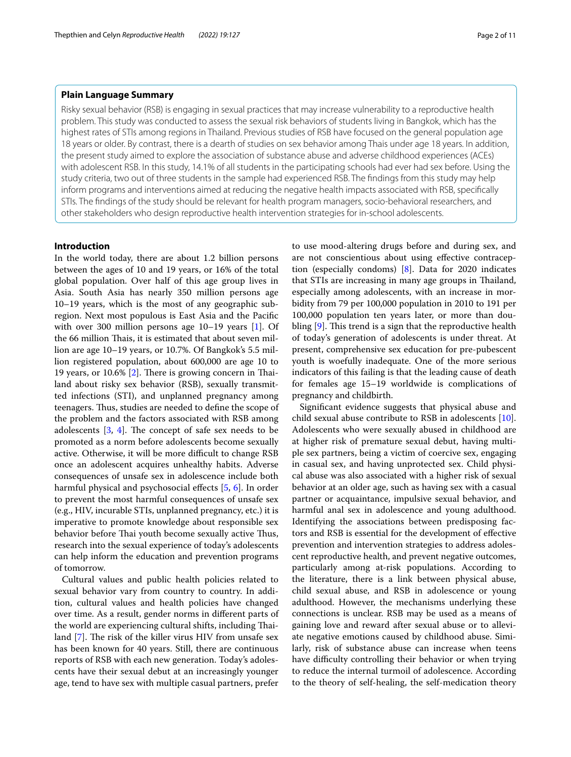## Plain Language Summary

Risky sexual behavior (RSB) is engaging in sexual practices that may increase vulnerability to a reproductive health problem. This study was conducted to assess the sexual risk behaviors of students living in Bangkok, which has the highest rates of STIs among regions in Thailand. Previous studies of RSB have focused on the general population age 18 years or older. By contrast, there is a dearth of studies on sex behavior among Thais under age 18 years. In addition, the present study aimed to explore the association of substance abuse and adverse childhood experiences (ACEs) with adolescent RSB. In this study, 14.1% of all students in the participating schools had ever had sex before. Using the study criteria, two out of three students in the sample had experienced RSB. The findings from this study may help inform programs and interventions aimed at reducing the negative health impacts associated with RSB, specifically STIs. The findings of the study should be relevant for health program managers, socio-behavioral researchers, and other stakeholders who design reproductive health intervention strategies for in-school adolescents.

## Introduction

In the world today, there are about 1.2 billion persons between the ages of 10 and 19 years, or 16% of the total global population. Over half of this age group lives in Asia. South Asia has nearly 350 million persons age 10–19 years, which is the most of any geographic subregion. Next most populous is East Asia and the Pacific with over 300 million persons age 10–19 years [1]. Of the 66 million Thais, it is estimated that about seven million are age 10–19 years, or 10.7%. Of Bangkok's 5.5 million registered population, about 600,000 are age 10 to 19 years, or 10.6% [2]. There is growing concern in Thailand about risky sex behavior (RSB), sexually transmitted infections (STI), and unplanned pregnancy among teenagers. Thus, studies are needed to define the scope of the problem and the factors associated with RSB among adolescents [3, 4]. The concept of safe sex needs to be promoted as a norm before adolescents become sexually active. Otherwise, it will be more difficult to change RSB once an adolescent acquires unhealthy habits. Adverse consequences of unsafe sex in adolescence include both harmful physical and psychosocial effects [5, 6]. In order to prevent the most harmful consequences of unsafe sex (e.g., HIV, incurable STIs, unplanned pregnancy, etc.) it is imperative to promote knowledge about responsible sex behavior before Thai youth become sexually active Thus, research into the sexual experience of today's adolescents can help inform the education and prevention programs of tomorrow.

Cultural values and public health policies related to sexual behavior vary from country to country. In addition, cultural values and health policies have changed over time. As a result, gender norms in different parts of the world are experiencing cultural shifts, including Thailand [7]. The risk of the killer virus HIV from unsafe sex has been known for 40 years. Still, there are continuous reports of RSB with each new generation. Today's adolescents have their sexual debut at an increasingly younger age, tend to have sex with multiple casual partners, prefer to use mood-altering drugs before and during sex, and are not conscientious about using effective contraception (especially condoms) [8]. Data for 2020 indicates that STIs are increasing in many age groups in Thailand, especially among adolescents, with an increase in morbidity from 79 per 100,000 population in 2010 to 191 per 100,000 population ten years later, or more than doubling [9]. This trend is a sign that the reproductive health of today's generation of adolescents is under threat. At present, comprehensive sex education for pre-pubescent youth is woefully inadequate. One of the more serious indicators of this failing is that the leading cause of death for females age 15–19 worldwide is complications of pregnancy and childbirth.

Significant evidence suggests that physical abuse and child sexual abuse contribute to RSB in adolescents [10]. Adolescents who were sexually abused in childhood are at higher risk of premature sexual debut, having multiple sex partners, being a victim of coercive sex, engaging in casual sex, and having unprotected sex. Child physical abuse was also associated with a higher risk of sexual behavior at an older age, such as having sex with a casual partner or acquaintance, impulsive sexual behavior, and harmful anal sex in adolescence and young adulthood. Identifying the associations between predisposing factors and RSB is essential for the development of effective prevention and intervention strategies to address adolescent reproductive health, and prevent negative outcomes, particularly among at-risk populations. According to the literature, there is a link between physical abuse, child sexual abuse, and RSB in adolescence or young adulthood. However, the mechanisms underlying these connections is unclear. RSB may be used as a means of gaining love and reward after sexual abuse or to alleviate negative emotions caused by childhood abuse. Similarly, risk of substance abuse can increase when teens have difficulty controlling their behavior or when trying to reduce the internal turmoil of adolescence. According to the theory of self-healing, the self-medication theory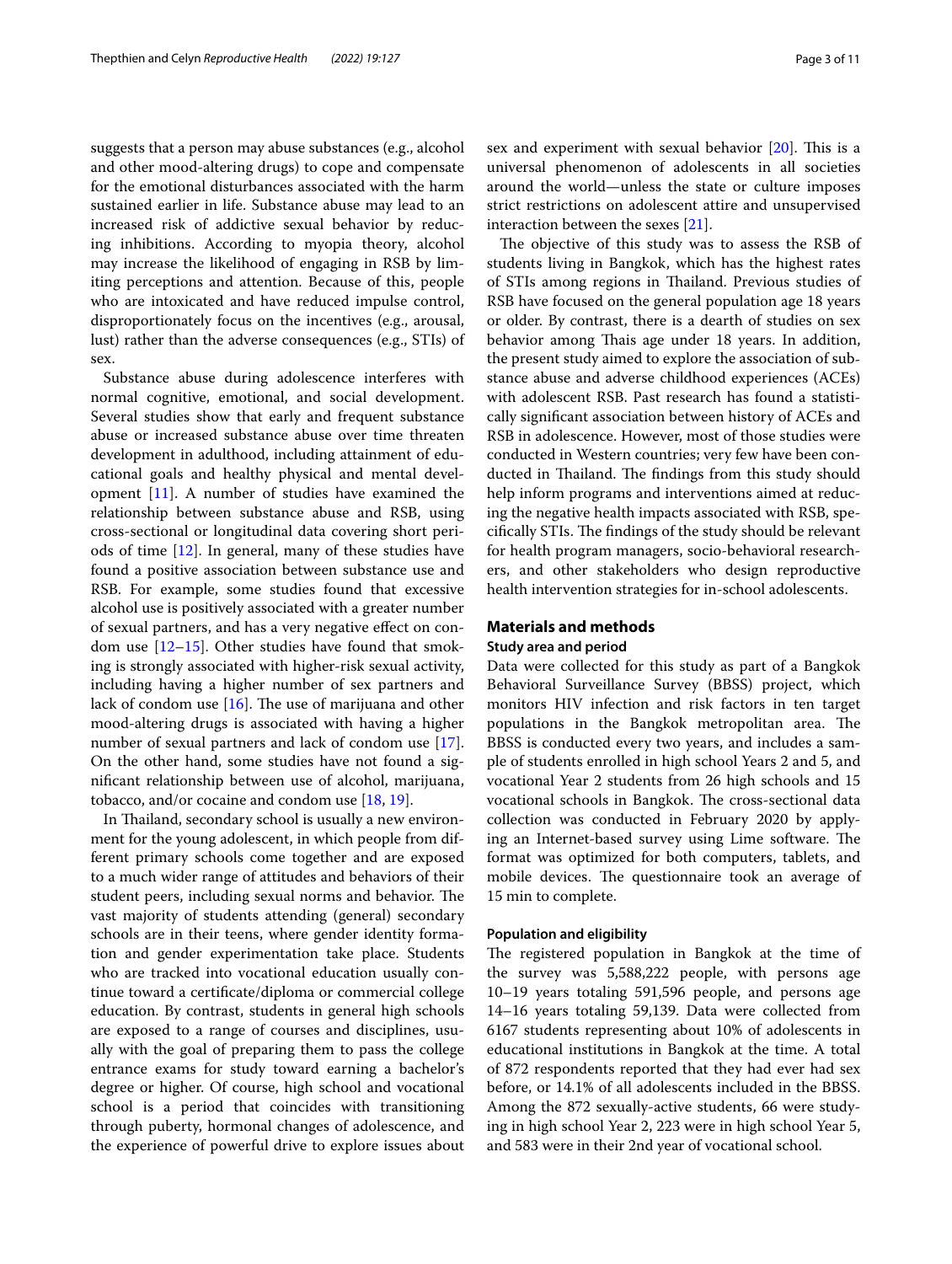suggests that a person may abuse substances (e.g., alcohol and other mood-altering drugs) to cope and compensate for the emotional disturbances associated with the harm sustained earlier in life. Substance abuse may lead to an increased risk of addictive sexual behavior by reducing inhibitions. According to myopia theory, alcohol may increase the likelihood of engaging in RSB by limiting perceptions and attention. Because of this, people who are intoxicated and have reduced impulse control, disproportionately focus on the incentives (e.g., arousal, lust) rather than the adverse consequences (e.g., STIs) of sex.

Substance abuse during adolescence interferes with normal cognitive, emotional, and social development. Several studies show that early and frequent substance abuse or increased substance abuse over time threaten development in adulthood, including attainment of educational goals and healthy physical and mental development [11]. A number of studies have examined the relationship between substance abuse and RSB, using cross-sectional or longitudinal data covering short periods of time [12]. In general, many of these studies have found a positive association between substance use and RSB. For example, some studies found that excessive alcohol use is positively associated with a greater number of sexual partners, and has a very negative effect on condom use [12–15]. Other studies have found that smoking is strongly associated with higher-risk sexual activity, including having a higher number of sex partners and lack of condom use [16]. The use of marijuana and other mood-altering drugs is associated with having a higher number of sexual partners and lack of condom use [17]. On the other hand, some studies have not found a significant relationship between use of alcohol, marijuana, tobacco, and/or cocaine and condom use [18, 19].

In Thailand, secondary school is usually a new environment for the young adolescent, in which people from different primary schools come together and are exposed to a much wider range of attitudes and behaviors of their student peers, including sexual norms and behavior. The vast majority of students attending (general) secondary schools are in their teens, where gender identity formation and gender experimentation take place. Students who are tracked into vocational education usually continue toward a certificate/diploma or commercial college education. By contrast, students in general high schools are exposed to a range of courses and disciplines, usually with the goal of preparing them to pass the college entrance exams for study toward earning a bachelor's degree or higher. Of course, high school and vocational school is a period that coincides with transitioning through puberty, hormonal changes of adolescence, and the experience of powerful drive to explore issues about sex and experiment with sexual behavior [20]. This is a universal phenomenon of adolescents in all societies around the world—unless the state or culture imposes strict restrictions on adolescent attire and unsupervised interaction between the sexes [21].

The objective of this study was to assess the RSB of students living in Bangkok, which has the highest rates of STIs among regions in Thailand. Previous studies of RSB have focused on the general population age 18 years or older. By contrast, there is a dearth of studies on sex behavior among Thais age under 18 years. In addition, the present study aimed to explore the association of substance abuse and adverse childhood experiences (ACEs) with adolescent RSB. Past research has found a statistically significant association between history of ACEs and RSB in adolescence. However, most of those studies were conducted in Western countries; very few have been conducted in Thailand. The findings from this study should help inform programs and interventions aimed at reducing the negative health impacts associated with RSB, specifically STIs. The findings of the study should be relevant for health program managers, socio-behavioral researchers, and other stakeholders who design reproductive health intervention strategies for in-school adolescents.

## Materials and methods

### Study area and period

Data were collected for this study as part of a Bangkok Behavioral Surveillance Survey (BBSS) project, which monitors HIV infection and risk factors in ten target populations in the Bangkok metropolitan area. The BBSS is conducted every two years, and includes a sample of students enrolled in high school Years 2 and 5, and vocational Year 2 students from 26 high schools and 15 vocational schools in Bangkok. The cross-sectional data collection was conducted in February 2020 by applying an Internet-based survey using Lime software. The format was optimized for both computers, tablets, and mobile devices. The questionnaire took an average of 15 min to complete.

### Population and eligibility

The registered population in Bangkok at the time of the survey was 5,588,222 people, with persons age 10–19 years totaling 591,596 people, and persons age 14–16 years totaling 59,139. Data were collected from 6167 students representing about 10% of adolescents in educational institutions in Bangkok at the time. A total of 872 respondents reported that they had ever had sex before, or 14.1% of all adolescents included in the BBSS. Among the 872 sexually-active students, 66 were studying in high school Year 2, 223 were in high school Year 5, and 583 were in their 2nd year of vocational school.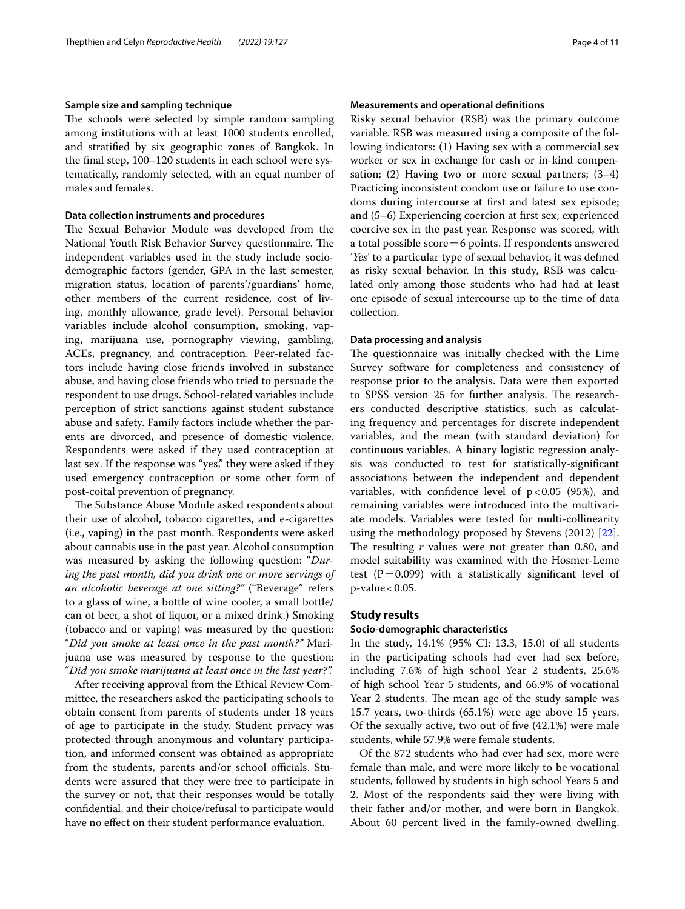### Sample size and sampling technique

The schools were selected by simple random sampling among institutions with at least 1000 students enrolled, and stratified by six geographic zones of Bangkok. In the final step, 100–120 students in each school were systematically, randomly selected, with an equal number of males and females.

### Data collection instruments and procedures

The Sexual Behavior Module was developed from the National Youth Risk Behavior Survey questionnaire. The independent variables used in the study include sociodemographic factors (gender, GPA in the last semester, migration status, location of parents'/guardians' home, other members of the current residence, cost of living, monthly allowance, grade level). Personal behavior variables include alcohol consumption, smoking, vaping, marijuana use, pornography viewing, gambling, ACEs, pregnancy, and contraception. Peer-related factors include having close friends involved in substance abuse, and having close friends who tried to persuade the respondent to use drugs. School-related variables include perception of strict sanctions against student substance abuse and safety. Family factors include whether the parents are divorced, and presence of domestic violence. Respondents were asked if they used contraception at last sex. If the response was "yes," they were asked if they used emergency contraception or some other form of post-coital prevention of pregnancy.

The Substance Abuse Module asked respondents about their use of alcohol, tobacco cigarettes, and e-cigarettes (i.e., vaping) in the past month. Respondents were asked about cannabis use in the past year. Alcohol consumption was measured by asking the following question: "*During the past month, did you drink one or more servings of an alcoholic beverage at one sitting?*" ("Beverage" refers to a glass of wine, a bottle of wine cooler, a small bottle/can of beer, a shot of liquor, or a mixed drink.) Smoking (tobacco and or vaping) was measured by the question: "*Did you smoke at least once in the past month?*" Marijuana use was measured by response to the question: "*Did you smoke marijuana at least once in the last year?*".

After receiving approval from the Ethical Review Committee, the researchers asked the participating schools to obtain consent from parents of students under 18 years of age to participate in the study. Student privacy was protected through anonymous and voluntary participation, and informed consent was obtained as appropriate from the students, parents and/or school officials. Students were assured that they were free to participate in the survey or not, that their responses would be totally confidential, and their choice/refusal to participate would have no effect on their student performance evaluation.

### Measurements and operational definitions

Risky sexual behavior (RSB) was the primary outcome variable. RSB was measured using a composite of the following indicators: (1) Having sex with a commercial sex worker or sex in exchange for cash or in-kind compensation; (2) Having two or more sexual partners; (3–4) Practicing inconsistent condom use or failure to use condoms during intercourse at first and latest sex episode; and (5–6) Experiencing coercion at first sex; experienced coercive sex in the past year. Response was scored, with a total possible score = 6 points. If respondents answered '*Yes*' to a particular type of sexual behavior, it was defined as risky sexual behavior. In this study, RSB was calculated only among those students who had had at least one episode of sexual intercourse up to the time of data collection.

### Data processing and analysis

The questionnaire was initially checked with the Lime Survey software for completeness and consistency of response prior to the analysis. Data were then exported to SPSS version 25 for further analysis. The researchers conducted descriptive statistics, such as calculating frequency and percentages for discrete independent variables, and the mean (with standard deviation) for continuous variables. A binary logistic regression analysis was conducted to test for statistically-significant associations between the independent and dependent variables, with confidence level of $p < 0.05$ (95%), and remaining variables were introduced into the multivariate models. Variables were tested for multi-collinearity using the methodology proposed by Stevens (2012) [22]. The resulting $r$ values were not greater than 0.80, and model suitability was examined with the Hosmer-Leme test ($P = 0.099$) with a statistically significant level of p-value < 0.05.

## Study results

### Socio-demographic characteristics

In the study, 14.1% (95% CI: 13.3, 15.0) of all students in the participating schools had ever had sex before, including 7.6% of high school Year 2 students, 25.6% of high school Year 5 students, and 66.9% of vocational Year 2 students. The mean age of the study sample was 15.7 years, two-thirds (65.1%) were age above 15 years. Of the sexually active, two out of five (42.1%) were male students, while 57.9% were female students.

Of the 872 students who had ever had sex, more were female than male, and were more likely to be vocational students, followed by students in high school Years 5 and 2. Most of the respondents said they were living with their father and/or mother, and were born in Bangkok. About 60 percent lived in the family-owned dwelling.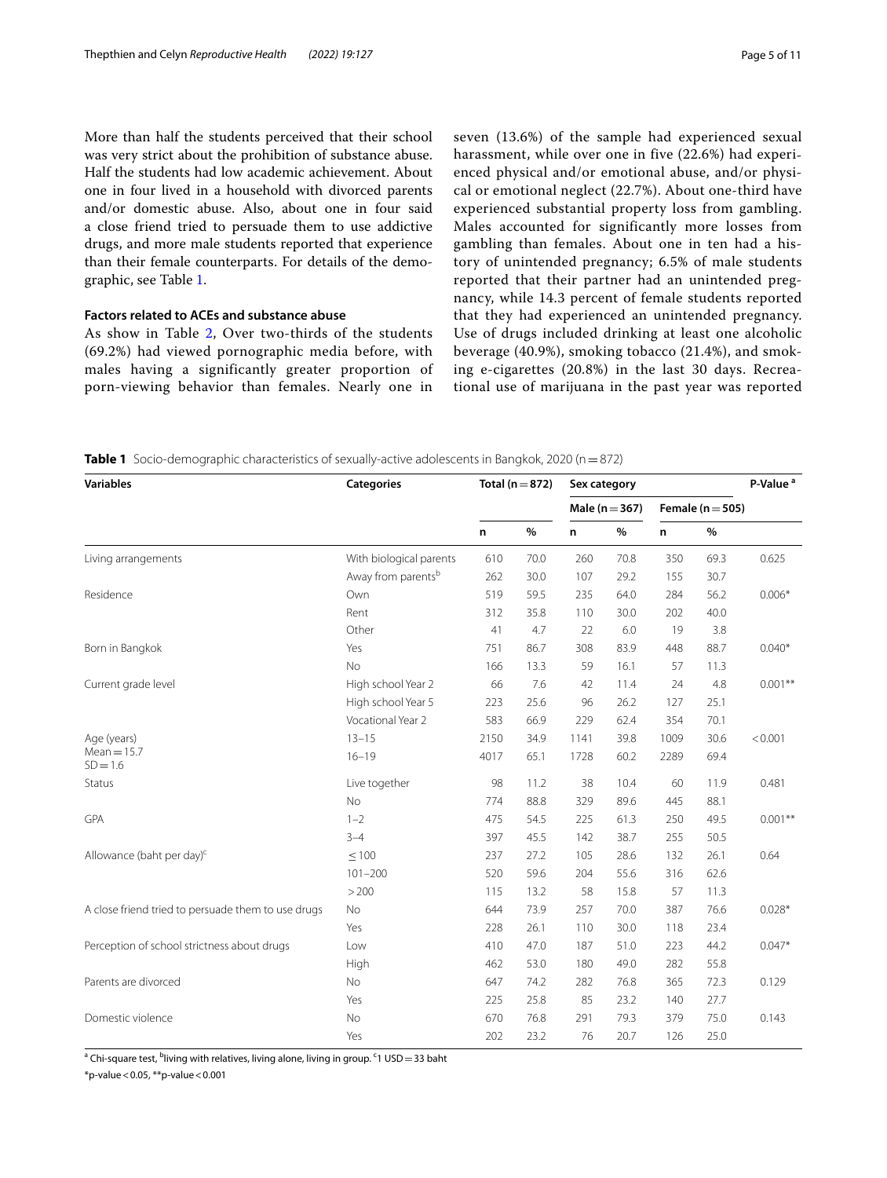More than half the students perceived that their school was very strict about the prohibition of substance abuse. Half the students had low academic achievement. About one in four lived in a household with divorced parents and/or domestic abuse. Also, about one in four said a close friend tried to persuade them to use addictive drugs, and more male students reported that experience than their female counterparts. For details of the demographic, see Table 1.

### Factors related to ACEs and substance abuse

As show in Table 2, Over two-thirds of the students (69.2%) had viewed pornographic media before, with males having a significantly greater proportion of porn-viewing behavior than females. Nearly one in seven (13.6%) of the sample had experienced sexual harassment, while over one in five (22.6%) had experienced physical and/or emotional abuse, and/or physical or emotional neglect (22.7%). About one-third have experienced substantial property loss from gambling. Males accounted for significantly more losses from gambling than females. About one in ten had a history of unintended pregnancy; 6.5% of male students reported that their partner had an unintended pregnancy, while 14.3 percent of female students reported that they had experienced an unintended pregnancy. Use of drugs included drinking at least one alcoholic beverage (40.9%), smoking tobacco (21.4%), and smoking e-cigarettes (20.8%) in the last 30 days. Recreational use of marijuana in the past year was reported

**Table 1** Socio-demographic characteristics of sexually-active adolescents in Bangkok, 2020 (n = 872)

| Variables | Categories | Total (n = 872) | | Sex category | | | | P-Value [a] |
|---|---|---|---|---|---|---|---|---|
| | | | | Male (n = 367) | | Female (n = 505) | | |
| | | n | % | n | % | n | % | |
| Living arrangements | With biological parents | 610 | 70.0 | 260 | 70.8 | 350 | 69.3 | 0.625 |
| | Away from parents[b] | 262 | 30.0 | 107 | 29.2 | 155 | 30.7 | |
| Residence | Own | 519 | 59.5 | 235 | 64.0 | 284 | 56.2 | 0.006* |
| | Rent | 312 | 35.8 | 110 | 30.0 | 202 | 40.0 | |
| | Other | 41 | 4.7 | 22 | 6.0 | 19 | 3.8 | |
| Born in Bangkok | Yes | 751 | 86.7 | 308 | 83.9 | 448 | 88.7 | 0.040* |
| | No | 166 | 13.3 | 59 | 16.1 | 57 | 11.3 | |
| Current grade level | High school Year 2 | 66 | 7.6 | 42 | 11.4 | 24 | 4.8 | 0.001** |
| | High school Year 5 | 223 | 25.6 | 96 | 26.2 | 127 | 25.1 | |
| | Vocational Year 2 | 583 | 66.9 | 229 | 62.4 | 354 | 70.1 | |
| Age (years) Mean = 15.7 SD = 1.6 | 13–15 | 2150 | 34.9 | 1141 | 39.8 | 1009 | 30.6 | < 0.001 |
| | 16–19 | 4017 | 65.1 | 1728 | 60.2 | 2289 | 69.4 | |
| Status | Live together | 98 | 11.2 | 38 | 10.4 | 60 | 11.9 | 0.481 |
| | No | 774 | 88.8 | 329 | 89.6 | 445 | 88.1 | |
| GPA | 1–2 | 475 | 54.5 | 225 | 61.3 | 250 | 49.5 | 0.001** |
| | 3–4 | 397 | 45.5 | 142 | 38.7 | 255 | 50.5 | |
| Allowance (baht per day)[c] | ≤ 100 | 237 | 27.2 | 105 | 28.6 | 132 | 26.1 | 0.64 |
| | 101–200 | 520 | 59.6 | 204 | 55.6 | 316 | 62.6 | |
| | > 200 | 115 | 13.2 | 58 | 15.8 | 57 | 11.3 | |
| A close friend tried to persuade them to use drugs | No | 644 | 73.9 | 257 | 70.0 | 387 | 76.6 | 0.028* |
| | Yes | 228 | 26.1 | 110 | 30.0 | 118 | 23.4 | |
| Perception of school strictness about drugs | Low | 410 | 47.0 | 187 | 51.0 | 223 | 44.2 | 0.047* |
| | High | 462 | 53.0 | 180 | 49.0 | 282 | 55.8 | |
| Parents are divorced | No | 647 | 74.2 | 282 | 76.8 | 365 | 72.3 | 0.129 |
| | Yes | 225 | 25.8 | 85 | 23.2 | 140 | 27.7 | |
| Domestic violence | No | 670 | 76.8 | 291 | 79.3 | 379 | 75.0 | 0.143 |
| | Yes | 202 | 23.2 | 76 | 20.7 | 126 | 25.0 | |

[a] Chi-square test, [b] living with relatives, living alone, living in group. [c] 1 USD = 33 baht

*p-value < 0.05, **p-value < 0.001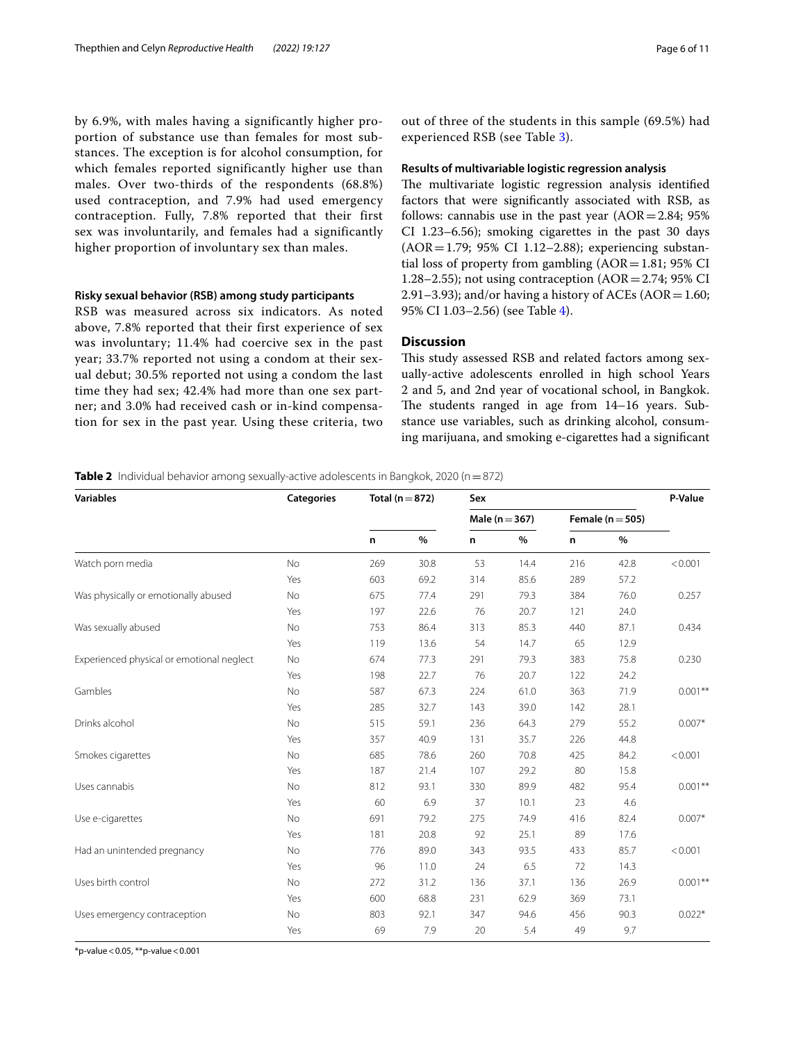by 6.9%, with males having a significantly higher proportion of substance use than females for most substances. The exception is for alcohol consumption, for which females reported significantly higher use than males. Over two-thirds of the respondents (68.8%) used contraception, and 7.9% had used emergency contraception. Fully, 7.8% reported that their first sex was involuntarily, and females had a significantly higher proportion of involuntary sex than males.

### Risky sexual behavior (RSB) among study participants

RSB was measured across six indicators. As noted above, 7.8% reported that their first experience of sex was involuntary; 11.4% had coercive sex in the past year; 33.7% reported not using a condom at their sexual debut; 30.5% reported not using a condom the last time they had sex; 42.4% had more than one sex partner; and 3.0% had received cash or in-kind compensation for sex in the past year. Using these criteria, two out of three of the students in this sample (69.5%) had experienced RSB (see Table 3).

### Results of multivariable logistic regression analysis

The multivariate logistic regression analysis identified factors that were significantly associated with RSB, as follows: cannabis use in the past year (AOR = 2.84; 95% CI 1.23–6.56); smoking cigarettes in the past 30 days (AOR = 1.79; 95% CI 1.12–2.88); experiencing substantial loss of property from gambling (AOR = 1.81; 95% CI 1.28–2.55); not using contraception (AOR = 2.74; 95% CI 2.91–3.93); and/or having a history of ACEs (AOR = 1.60; 95% CI 1.03–2.56) (see Table 4).

## Discussion

This study assessed RSB and related factors among sexually-active adolescents enrolled in high school Years 2 and 5, and 2nd year of vocational school, in Bangkok. The students ranged in age from 14–16 years. Substance use variables, such as drinking alcohol, consuming marijuana, and smoking e-cigarettes had a significant

**Table 2** Individual behavior among sexually-active adolescents in Bangkok, 2020 (n = 872)

| Variables | Categories | Total (n = 872) | | Sex | | | | P-Value |
|---|---|---|---|---|---|---|---|---|
| | | | | Male (n = 367) | | Female (n = 505) | | |
| | | n | % | n | % | n | % | |
| Watch porn media | No | 269 | 30.8 | 53 | 14.4 | 216 | 42.8 | < 0.001 |
| | Yes | 603 | 69.2 | 314 | 85.6 | 289 | 57.2 | |
| Was physically or emotionally abused | No | 675 | 77.4 | 291 | 79.3 | 384 | 76.0 | 0.257 |
| | Yes | 197 | 22.6 | 76 | 20.7 | 121 | 24.0 | |
| Was sexually abused | No | 753 | 86.4 | 313 | 85.3 | 440 | 87.1 | 0.434 |
| | Yes | 119 | 13.6 | 54 | 14.7 | 65 | 12.9 | |
| Experienced physical or emotional neglect | No | 674 | 77.3 | 291 | 79.3 | 383 | 75.8 | 0.230 |
| | Yes | 198 | 22.7 | 76 | 20.7 | 122 | 24.2 | |
| Gambles | No | 587 | 67.3 | 224 | 61.0 | 363 | 71.9 | 0.001** |
| | Yes | 285 | 32.7 | 143 | 39.0 | 142 | 28.1 | |
| Drinks alcohol | No | 515 | 59.1 | 236 | 64.3 | 279 | 55.2 | 0.007* |
| | Yes | 357 | 40.9 | 131 | 35.7 | 226 | 44.8 | |
| Smokes cigarettes | No | 685 | 78.6 | 260 | 70.8 | 425 | 84.2 | < 0.001 |
| | Yes | 187 | 21.4 | 107 | 29.2 | 80 | 15.8 | |
| Uses cannabis | No | 812 | 93.1 | 330 | 89.9 | 482 | 95.4 | 0.001** |
| | Yes | 60 | 6.9 | 37 | 10.1 | 23 | 4.6 | |
| Use e-cigarettes | No | 691 | 79.2 | 275 | 74.9 | 416 | 82.4 | 0.007* |
| | Yes | 181 | 20.8 | 92 | 25.1 | 89 | 17.6 | |
| Had an unintended pregnancy | No | 776 | 89.0 | 343 | 93.5 | 433 | 85.7 | < 0.001 |
| | Yes | 96 | 11.0 | 24 | 6.5 | 72 | 14.3 | |
| Uses birth control | No | 272 | 31.2 | 136 | 37.1 | 136 | 26.9 | 0.001** |
| | Yes | 600 | 68.8 | 231 | 62.9 | 369 | 73.1 | |
| Uses emergency contraception | No | 803 | 92.1 | 347 | 94.6 | 456 | 90.3 | 0.022* |
| | Yes | 69 | 7.9 | 20 | 5.4 | 49 | 9.7 | |

*p-value < 0.05, **p-value < 0.001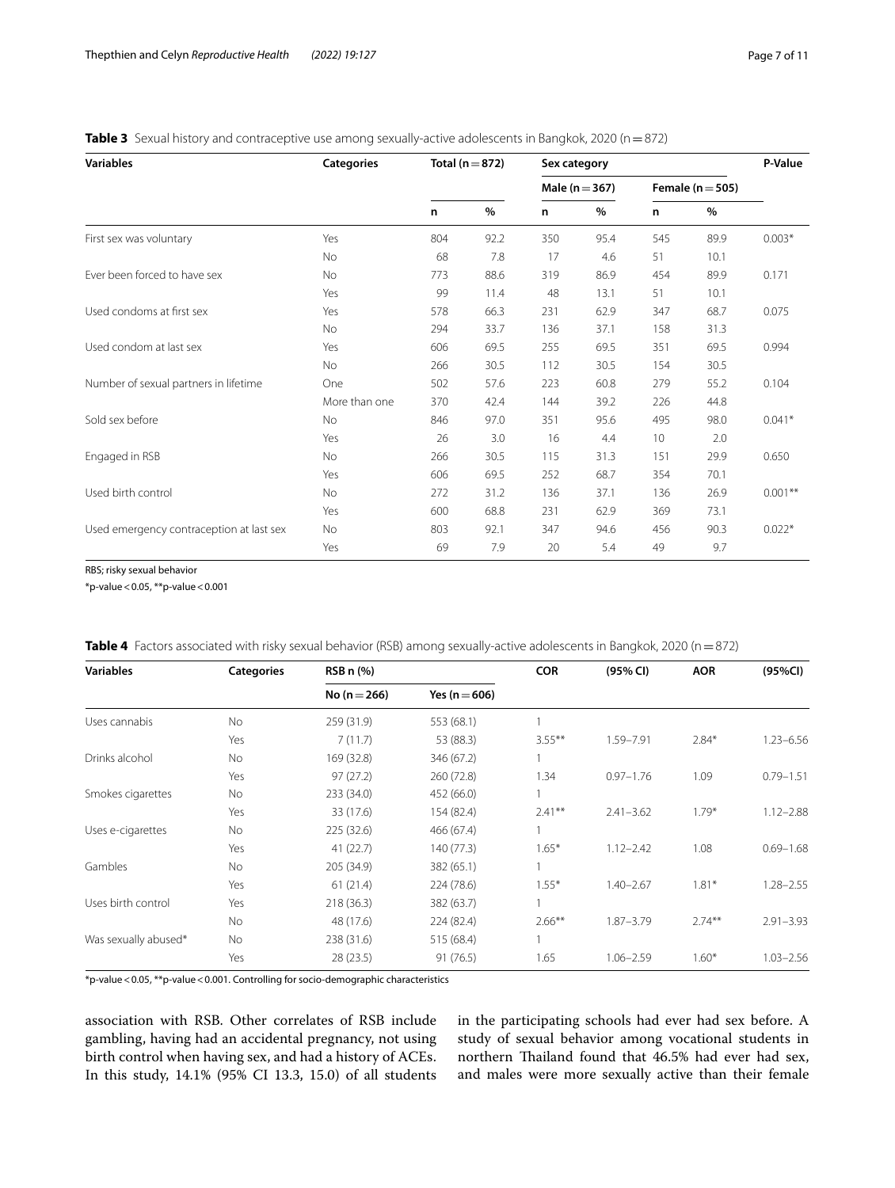**Table 3** Sexual history and contraceptive use among sexually-active adolescents in Bangkok, 2020 (n = 872)

| Variables | Categories | Total (n = 872) | | Sex category | | | | P-Value |
|---|---|---|---|---|---|---|---|---|
| | | | | Male (n = 367) | | Female (n = 505) | | |
| | | n | % | n | % | n | % | |
| First sex was voluntary | Yes | 804 | 92.2 | 350 | 95.4 | 545 | 89.9 | 0.003* |
| | No | 68 | 7.8 | 17 | 4.6 | 51 | 10.1 | |
| Ever been forced to have sex | No | 773 | 88.6 | 319 | 86.9 | 454 | 89.9 | 0.171 |
| | Yes | 99 | 11.4 | 48 | 13.1 | 51 | 10.1 | |
| Used condoms at first sex | Yes | 578 | 66.3 | 231 | 62.9 | 347 | 68.7 | 0.075 |
| | No | 294 | 33.7 | 136 | 37.1 | 158 | 31.3 | |
| Used condom at last sex | Yes | 606 | 69.5 | 255 | 69.5 | 351 | 69.5 | 0.994 |
| | No | 266 | 30.5 | 112 | 30.5 | 154 | 30.5 | |
| Number of sexual partners in lifetime | One | 502 | 57.6 | 223 | 60.8 | 279 | 55.2 | 0.104 |
| | More than one | 370 | 42.4 | 144 | 39.2 | 226 | 44.8 | |
| Sold sex before | No | 846 | 97.0 | 351 | 95.6 | 495 | 98.0 | 0.041* |
| | Yes | 26 | 3.0 | 16 | 4.4 | 10 | 2.0 | |
| Engaged in RSB | No | 266 | 30.5 | 115 | 31.3 | 151 | 29.9 | 0.650 |
| | Yes | 606 | 69.5 | 252 | 68.7 | 354 | 70.1 | |
| Used birth control | No | 272 | 31.2 | 136 | 37.1 | 136 | 26.9 | 0.001** |
| | Yes | 600 | 68.8 | 231 | 62.9 | 369 | 73.1 | |
| Used emergency contraception at last sex | No | 803 | 92.1 | 347 | 94.6 | 456 | 90.3 | 0.022* |
| | Yes | 69 | 7.9 | 20 | 5.4 | 49 | 9.7 | |

RBS; risky sexual behavior

*p-value < 0.05, **p-value < 0.001

**Table 4** Factors associated with risky sexual behavior (RSB) among sexually-active adolescents in Bangkok, 2020 (n = 872)

| Variables | Categories | RSB n (%) | | COR | (95% CI) | AOR | (95%CI) |
|---|---|---|---|---|---|---|---|
| | | No (n = 266) | Yes (n = 606) | | | | |
| Uses cannabis | No | 259 (31.9) | 553 (68.1) | 1 | | | |
| | Yes | 7 (11.7) | 53 (88.3) | 3.55** | 1.59–7.91 | 2.84* | 1.23–6.56 |
| Drinks alcohol | No | 169 (32.8) | 346 (67.2) | 1 | | | |
| | Yes | 97 (27.2) | 260 (72.8) | 1.34 | 0.97–1.76 | 1.09 | 0.79–1.51 |
| Smokes cigarettes | No | 233 (34.0) | 452 (66.0) | 1 | | | |
| | Yes | 33 (17.6) | 154 (82.4) | 2.41** | 2.41–3.62 | 1.79* | 1.12–2.88 |
| Uses e-cigarettes | No | 225 (32.6) | 466 (67.4) | 1 | | | |
| | Yes | 41 (22.7) | 140 (77.3) | 1.65* | 1.12–2.42 | 1.08 | 0.69–1.68 |
| Gambles | No | 205 (34.9) | 382 (65.1) | 1 | | | |
| | Yes | 61 (21.4) | 224 (78.6) | 1.55* | 1.40–2.67 | 1.81* | 1.28–2.55 |
| Uses birth control | Yes | 218 (36.3) | 382 (63.7) | 1 | | | |
| | No | 48 (17.6) | 224 (82.4) | 2.66** | 1.87–3.79 | 2.74** | 2.91–3.93 |
| Was sexually abused* | No | 238 (31.6) | 515 (68.4) | 1 | | | |
| | Yes | 28 (23.5) | 91 (76.5) | 1.65 | 1.06–2.59 | 1.60* | 1.03–2.56 |

*p-value < 0.05, **p-value < 0.001. Controlling for socio-demographic characteristics

association with RSB. Other correlates of RSB include gambling, having had an accidental pregnancy, not using birth control when having sex, and had a history of ACEs. In this study, 14.1% (95% CI 13.3, 15.0) of all students in the participating schools had ever had sex before. A study of sexual behavior among vocational students in northern Thailand found that 46.5% had ever had sex, and males were more sexually active than their female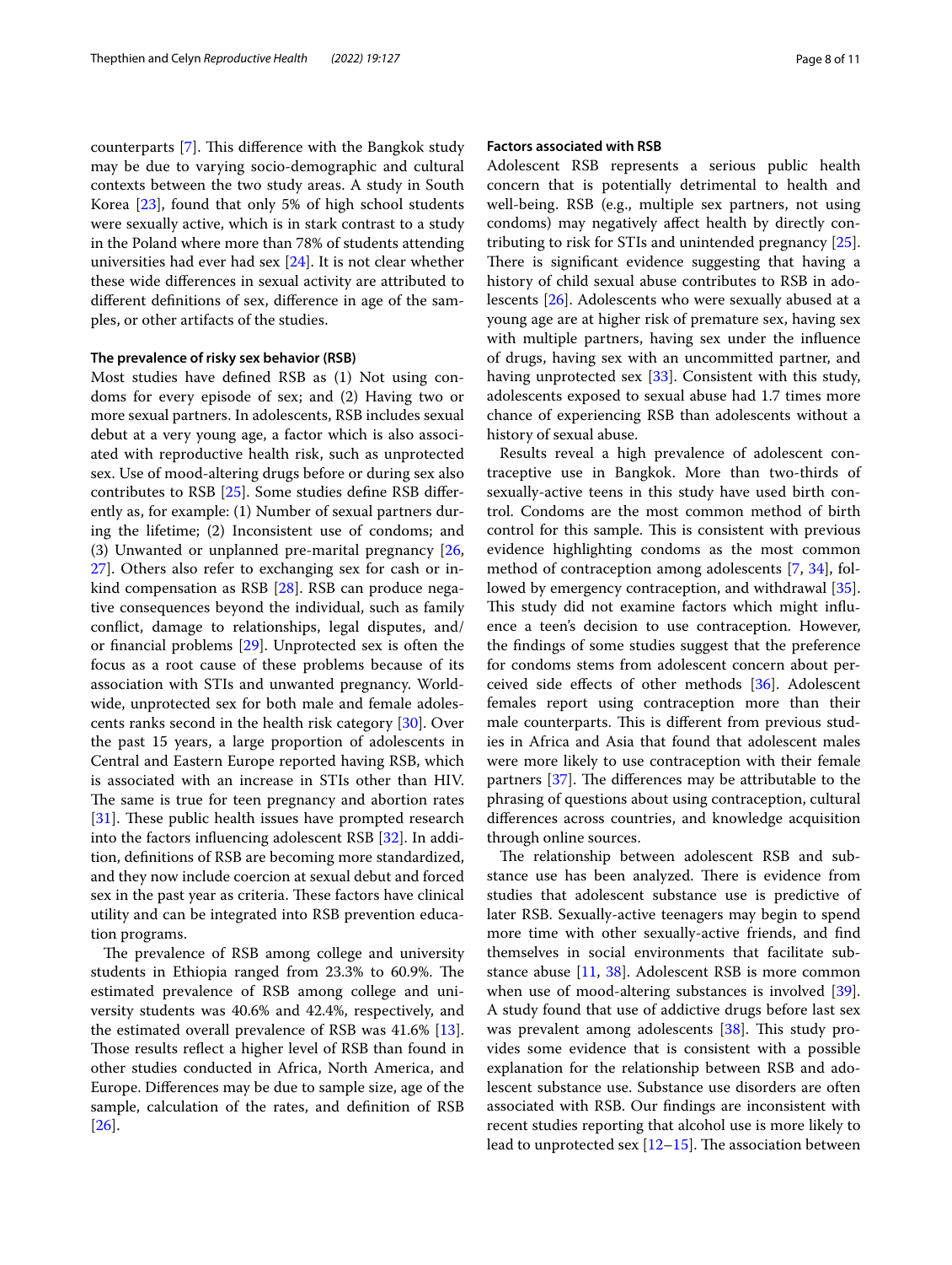counterparts [7]. This difference with the Bangkok study may be due to varying socio-demographic and cultural contexts between the two study areas. A study in South Korea [23], found that only 5% of high school students were sexually active, which is in stark contrast to a study in the Poland where more than 78% of students attending universities had ever had sex [24]. It is not clear whether these wide differences in sexual activity are attributed to different definitions of sex, difference in age of the samples, or other artifacts of the studies.

#### The prevalence of risky sex behavior (RSB)

Most studies have defined RSB as (1) Not using condoms for every episode of sex; and (2) Having two or more sexual partners. In adolescents, RSB includes sexual debut at a very young age, a factor which is also associated with reproductive health risk, such as unprotected sex. Use of mood-altering drugs before or during sex also contributes to RSB [25]. Some studies define RSB differently as, for example: (1) Number of sexual partners during the lifetime; (2) Inconsistent use of condoms; and (3) Unwanted or unplanned pre-marital pregnancy [26, 27]. Others also refer to exchanging sex for cash or in-kind compensation as RSB [28]. RSB can produce negative consequences beyond the individual, such as family conflict, damage to relationships, legal disputes, and/or financial problems [29]. Unprotected sex is often the focus as a root cause of these problems because of its association with STIs and unwanted pregnancy. Worldwide, unprotected sex for both male and female adolescents ranks second in the health risk category [30]. Over the past 15 years, a large proportion of adolescents in Central and Eastern Europe reported having RSB, which is associated with an increase in STIs other than HIV. The same is true for teen pregnancy and abortion rates [31]. These public health issues have prompted research into the factors influencing adolescent RSB [32]. In addition, definitions of RSB are becoming more standardized, and they now include coercion at sexual debut and forced sex in the past year as criteria. These factors have clinical utility and can be integrated into RSB prevention education programs.

The prevalence of RSB among college and university students in Ethiopia ranged from 23.3% to 60.9%. The estimated prevalence of RSB among college and university students was 40.6% and 42.4%, respectively, and the estimated overall prevalence of RSB was 41.6% [13]. Those results reflect a higher level of RSB than found in other studies conducted in Africa, North America, and Europe. Differences may be due to sample size, age of the sample, calculation of the rates, and definition of RSB [26].

#### Factors associated with RSB

Adolescent RSB represents a serious public health concern that is potentially detrimental to health and well-being. RSB (e.g., multiple sex partners, not using condoms) may negatively affect health by directly contributing to risk for STIs and unintended pregnancy [25]. There is significant evidence suggesting that having a history of child sexual abuse contributes to RSB in adolescents [26]. Adolescents who were sexually abused at a young age are at higher risk of premature sex, having sex with multiple partners, having sex under the influence of drugs, having sex with an uncommitted partner, and having unprotected sex [33]. Consistent with this study, adolescents exposed to sexual abuse had 1.7 times more chance of experiencing RSB than adolescents without a history of sexual abuse.

Results reveal a high prevalence of adolescent contraceptive use in Bangkok. More than two-thirds of sexually-active teens in this study have used birth control. Condoms are the most common method of birth control for this sample. This is consistent with previous evidence highlighting condoms as the most common method of contraception among adolescents [7, 34], followed by emergency contraception, and withdrawal [35]. This study did not examine factors which might influence a teen's decision to use contraception. However, the findings of some studies suggest that the preference for condoms stems from adolescent concern about perceived side effects of other methods [36]. Adolescent females report using contraception more than their male counterparts. This is different from previous studies in Africa and Asia that found that adolescent males were more likely to use contraception with their female partners [37]. The differences may be attributable to the phrasing of questions about using contraception, cultural differences across countries, and knowledge acquisition through online sources.

The relationship between adolescent RSB and substance use has been analyzed. There is evidence from studies that adolescent substance use is predictive of later RSB. Sexually-active teenagers may begin to spend more time with other sexually-active friends, and find themselves in social environments that facilitate substance abuse [11, 38]. Adolescent RSB is more common when use of mood-altering substances is involved [39]. A study found that use of addictive drugs before last sex was prevalent among adolescents [38]. This study provides some evidence that is consistent with a possible explanation for the relationship between RSB and adolescent substance use. Substance use disorders are often associated with RSB. Our findings are inconsistent with recent studies reporting that alcohol use is more likely to lead to unprotected sex [12–15]. The association between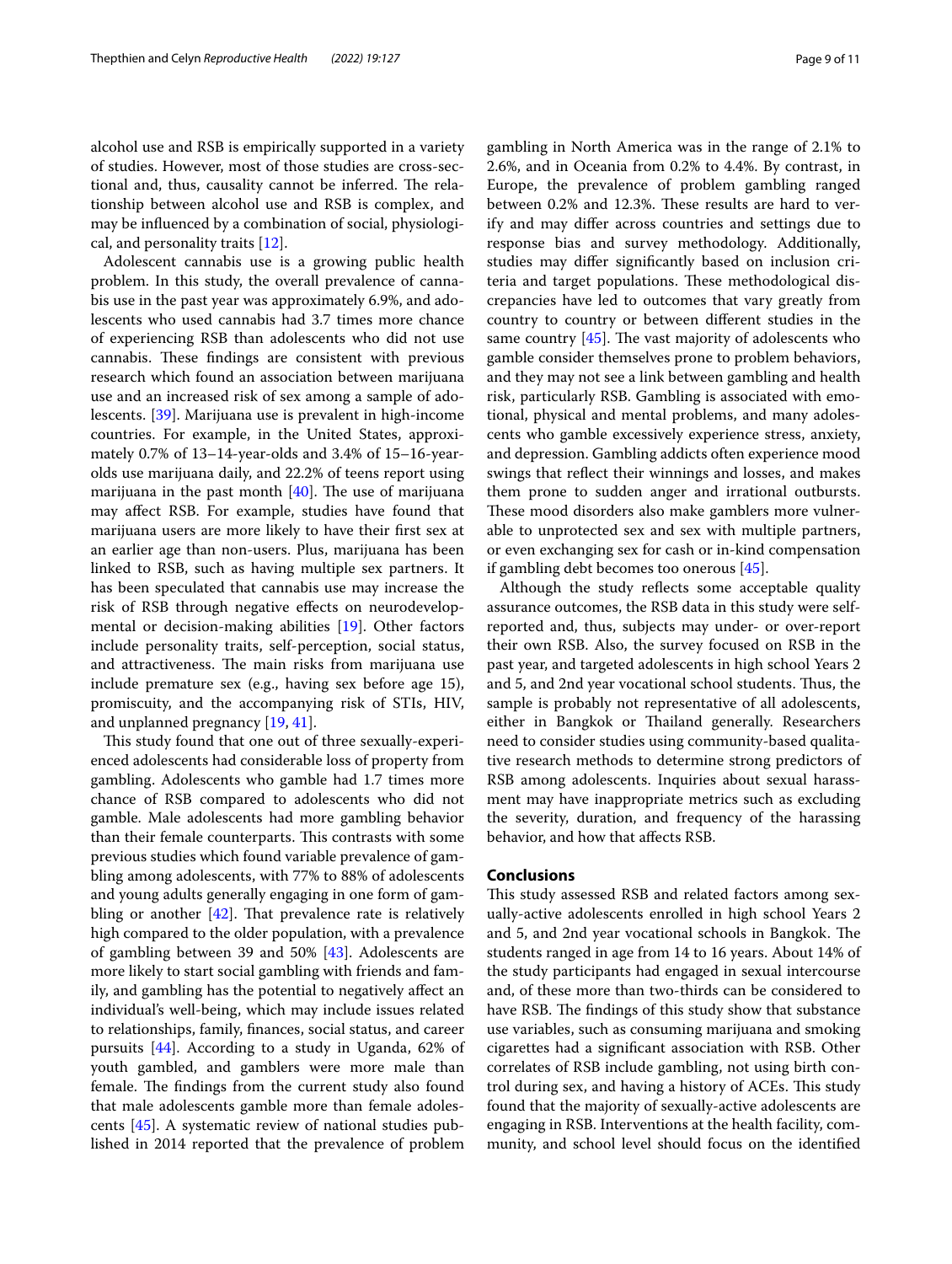alcohol use and RSB is empirically supported in a variety of studies. However, most of those studies are cross-sectional and, thus, causality cannot be inferred. The relationship between alcohol use and RSB is complex, and may be influenced by a combination of social, physiological, and personality traits [12].

Adolescent cannabis use is a growing public health problem. In this study, the overall prevalence of cannabis use in the past year was approximately 6.9%, and adolescents who used cannabis had 3.7 times more chance of experiencing RSB than adolescents who did not use cannabis. These findings are consistent with previous research which found an association between marijuana use and an increased risk of sex among a sample of adolescents. [39]. Marijuana use is prevalent in high-income countries. For example, in the United States, approximately 0.7% of 13–14-year-olds and 3.4% of 15–16-year-olds use marijuana daily, and 22.2% of teens report using marijuana in the past month [40]. The use of marijuana may affect RSB. For example, studies have found that marijuana users are more likely to have their first sex at an earlier age than non-users. Plus, marijuana has been linked to RSB, such as having multiple sex partners. It has been speculated that cannabis use may increase the risk of RSB through negative effects on neurodevelopmental or decision-making abilities [19]. Other factors include personality traits, self-perception, social status, and attractiveness. The main risks from marijuana use include premature sex (e.g., having sex before age 15), promiscuity, and the accompanying risk of STIs, HIV, and unplanned pregnancy [19, 41].

This study found that one out of three sexually-experienced adolescents had considerable loss of property from gambling. Adolescents who gamble had 1.7 times more chance of RSB compared to adolescents who did not gamble. Male adolescents had more gambling behavior than their female counterparts. This contrasts with some previous studies which found variable prevalence of gambling among adolescents, with 77% to 88% of adolescents and young adults generally engaging in one form of gambling or another [42]. That prevalence rate is relatively high compared to the older population, with a prevalence of gambling between 39 and 50% [43]. Adolescents are more likely to start social gambling with friends and family, and gambling has the potential to negatively affect an individual's well-being, which may include issues related to relationships, family, finances, social status, and career pursuits [44]. According to a study in Uganda, 62% of youth gambled, and gamblers were more male than female. The findings from the current study also found that male adolescents gamble more than female adolescents [45]. A systematic review of national studies published in 2014 reported that the prevalence of problem gambling in North America was in the range of 2.1% to 2.6%, and in Oceania from 0.2% to 4.4%. By contrast, in Europe, the prevalence of problem gambling ranged between 0.2% and 12.3%. These results are hard to verify and may differ across countries and settings due to response bias and survey methodology. Additionally, studies may differ significantly based on inclusion criteria and target populations. These methodological discrepancies have led to outcomes that vary greatly from country to country or between different studies in the same country [45]. The vast majority of adolescents who gamble consider themselves prone to problem behaviors, and they may not see a link between gambling and health risk, particularly RSB. Gambling is associated with emotional, physical and mental problems, and many adolescents who gamble excessively experience stress, anxiety, and depression. Gambling addicts often experience mood swings that reflect their winnings and losses, and makes them prone to sudden anger and irrational outbursts. These mood disorders also make gamblers more vulnerable to unprotected sex and sex with multiple partners, or even exchanging sex for cash or in-kind compensation if gambling debt becomes too onerous [45].

Although the study reflects some acceptable quality assurance outcomes, the RSB data in this study were self-reported and, thus, subjects may under- or over-report their own RSB. Also, the survey focused on RSB in the past year, and targeted adolescents in high school Years 2 and 5, and 2nd year vocational school students. Thus, the sample is probably not representative of all adolescents, either in Bangkok or Thailand generally. Researchers need to consider studies using community-based qualitative research methods to determine strong predictors of RSB among adolescents. Inquiries about sexual harassment may have inappropriate metrics such as excluding the severity, duration, and frequency of the harassing behavior, and how that affects RSB.

## Conclusions

This study assessed RSB and related factors among sexually-active adolescents enrolled in high school Years 2 and 5, and 2nd year vocational schools in Bangkok. The students ranged in age from 14 to 16 years. About 14% of the study participants had engaged in sexual intercourse and, of these more than two-thirds can be considered to have RSB. The findings of this study show that substance use variables, such as consuming marijuana and smoking cigarettes had a significant association with RSB. Other correlates of RSB include gambling, not using birth control during sex, and having a history of ACEs. This study found that the majority of sexually-active adolescents are engaging in RSB. Interventions at the health facility, community, and school level should focus on the identified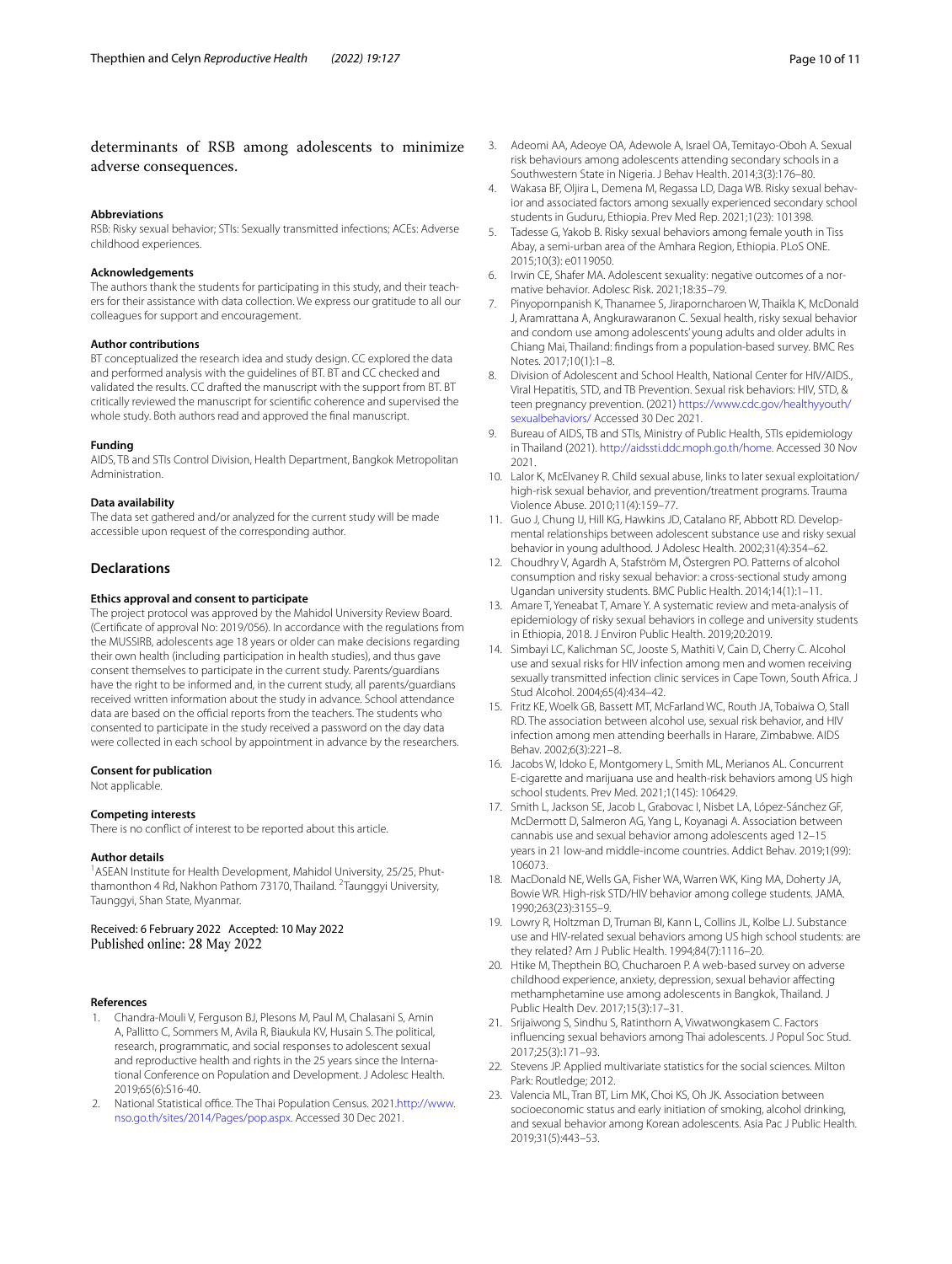determinants of RSB among adolescents to minimize adverse consequences.

### Abbreviations

RSB: Risky sexual behavior; STIs: Sexually transmitted infections; ACEs: Adverse childhood experiences.

### Acknowledgements

The authors thank the students for participating in this study, and their teachers for their assistance with data collection. We express our gratitude to all our colleagues for support and encouragement.

### Author contributions

BT conceptualized the research idea and study design. CC explored the data and performed analysis with the guidelines of BT. BT and CC checked and validated the results. CC drafted the manuscript with the support from BT. BT critically reviewed the manuscript for scientific coherence and supervised the whole study. Both authors read and approved the final manuscript.

### Funding

AIDS, TB and STIs Control Division, Health Department, Bangkok Metropolitan Administration.

### Data availability

The data set gathered and/or analyzed for the current study will be made accessible upon request of the corresponding author.

## Declarations

### Ethics approval and consent to participate

The project protocol was approved by the Mahidol University Review Board. (Certificate of approval No: 2019/056). In accordance with the regulations from the MUSSIRB, adolescents age 18 years or older can make decisions regarding their own health (including participation in health studies), and thus gave consent themselves to participate in the current study. Parents/guardians have the right to be informed and, in the current study, all parents/guardians received written information about the study in advance. School attendance data are based on the official reports from the teachers. The students who consented to participate in the study received a password on the day data were collected in each school by appointment in advance by the researchers.

### Consent for publication

Not applicable.

### Competing interests

There is no conflict of interest to be reported about this article.

### Author details

[1]ASEAN Institute for Health Development, Mahidol University, 25/25, Phutthamonthon 4 Rd, Nakhon Pathom 73170, Thailand. [2]Taunggyi University, Taunggyi, Shan State, Myanmar.

Received: 6 February 2022 Accepted: 10 May 2022
Published online: 28 May 2022

### References

1. Chandra-Mouli V, Ferguson BJ, Plesons M, Paul M, Chalasani S, Amin A, Pallitto C, Sommers M, Avila R, Biaukula KV, Husain S. The political, research, programmatic, and social responses to adolescent sexual and reproductive health and rights in the 25 years since the International Conference on Population and Development. J Adolesc Health. 2019;65(6):S16-40.
2. National Statistical office. The Thai Population Census. 2021.http://www.nso.go.th/sites/2014/Pages/pop.aspx. Accessed 30 Dec 2021.
3. Adeomi AA, Adeoye OA, Adewole A, Israel OA, Temitayo-Oboh A. Sexual risk behaviours among adolescents attending secondary schools in a Southwestern State in Nigeria. J Behav Health. 2014;3(3):176–80.
4. Wakasa BF, Oljira L, Demena M, Regassa LD, Daga WB. Risky sexual behavior and associated factors among sexually experienced secondary school students in Guduru, Ethiopia. Prev Med Rep. 2021;1(23): 101398.
5. Tadesse G, Yakob B. Risky sexual behaviors among female youth in Tiss Abay, a semi-urban area of the Amhara Region, Ethiopia. PLoS ONE. 2015;10(3): e0119050.
6. Irwin CE, Shafer MA. Adolescent sexuality: negative outcomes of a normative behavior. Adolesc Risk. 2021;18:35–79.
7. Pinyopornpanish K, Thanamee S, Jiraporncharoen W, Thaikla K, McDonald J, Aramrattana A, Angkurawaranon C. Sexual health, risky sexual behavior and condom use among adolescents' young adults and older adults in Chiang Mai, Thailand: findings from a population-based survey. BMC Res Notes. 2017;10(1):1–8.
8. Division of Adolescent and School Health, National Center for HIV/AIDS., Viral Hepatitis, STD, and TB Prevention. Sexual risk behaviors: HIV, STD, & teen pregnancy prevention. (2021) https://www.cdc.gov/healthyyouth/sexualbehaviors/ Accessed 30 Dec 2021.
9. Bureau of AIDS, TB and STIs, Ministry of Public Health, STIs epidemiology in Thailand (2021). http://aidssti.ddc.moph.go.th/home. Accessed 30 Nov 2021.
10. Lalor K, McElvaney R. Child sexual abuse, links to later sexual exploitation/high-risk sexual behavior, and prevention/treatment programs. Trauma Violence Abuse. 2010;11(4):159–77.
11. Guo J, Chung IJ, Hill KG, Hawkins JD, Catalano RF, Abbott RD. Developmental relationships between adolescent substance use and risky sexual behavior in young adulthood. J Adolesc Health. 2002;31(4):354–62.
12. Choudhry V, Agardh A, Stafström M, Östergren PO. Patterns of alcohol consumption and risky sexual behavior: a cross-sectional study among Ugandan university students. BMC Public Health. 2014;14(1):1–11.
13. Amare T, Yeneabat T, Amare Y. A systematic review and meta-analysis of epidemiology of risky sexual behaviors in college and university students in Ethiopia, 2018. J Environ Public Health. 2019;20:2019.
14. Simbayi LC, Kalichman SC, Jooste S, Mathiti V, Cain D, Cherry C. Alcohol use and sexual risks for HIV infection among men and women receiving sexually transmitted infection clinic services in Cape Town, South Africa. J Stud Alcohol. 2004;65(4):434–42.
15. Fritz KE, Woelk GB, Bassett MT, McFarland WC, Routh JA, Tobaiwa O, Stall RD. The association between alcohol use, sexual risk behavior, and HIV infection among men attending beerhalls in Harare, Zimbabwe. AIDS Behav. 2002;6(3):221–8.
16. Jacobs W, Idoko E, Montgomery L, Smith ML, Merianos AL. Concurrent E-cigarette and marijuana use and health-risk behaviors among US high school students. Prev Med. 2021;1(145): 106429.
17. Smith L, Jackson SE, Jacob L, Grabovac I, Nisbet LA, López-Sánchez GF, McDermott D, Salmeron AG, Yang L, Koyanagi A. Association between cannabis use and sexual behavior among adolescents aged 12–15 years in 21 low-and middle-income countries. Addict Behav. 2019;1(99): 106073.
18. MacDonald NE, Wells GA, Fisher WA, Warren WK, King MA, Doherty JA, Bowie WR. High-risk STD/HIV behavior among college students. JAMA. 1990;263(23):3155–9.
19. Lowry R, Holtzman D, Truman BI, Kann L, Collins JL, Kolbe LJ. Substance use and HIV-related sexual behaviors among US high school students: are they related? Am J Public Health. 1994;84(7):1116–20.
20. Htike M, Thepthein BO, Chucharoen P. A web-based survey on adverse childhood experience, anxiety, depression, sexual behavior affecting methamphetamine use among adolescents in Bangkok, Thailand. J Public Health Dev. 2017;15(3):17–31.
21. Srijaiwong S, Sindhu S, Ratinthorn A, Viwatwongkasem C. Factors influencing sexual behaviors among Thai adolescents. J Popul Soc Stud. 2017;25(3):171–93.
22. Stevens JP. Applied multivariate statistics for the social sciences. Milton Park: Routledge; 2012.
23. Valencia ML, Tran BT, Lim MK, Choi KS, Oh JK. Association between socioeconomic status and early initiation of smoking, alcohol drinking, and sexual behavior among Korean adolescents. Asia Pac J Public Health. 2019;31(5):443–53.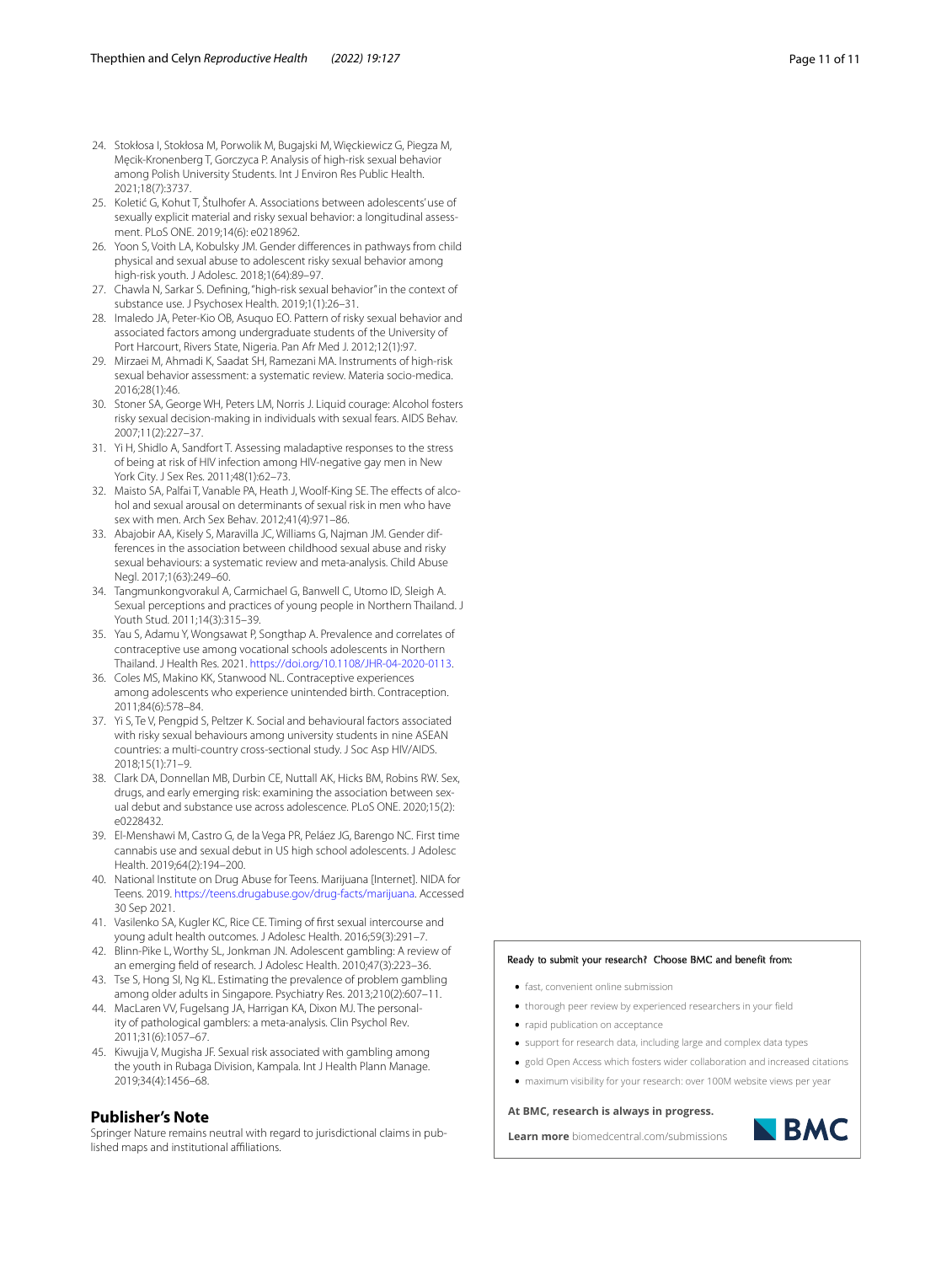24. Stokłosa I, Stokłosa M, Porwolik M, Bugajski M, Więckiewicz G, Piegza M, Męcik-Kronenberg T, Gorczyca P. Analysis of high-risk sexual behavior among Polish University Students. Int J Environ Res Public Health. 2021;18(7):3737.
25. Koletić G, Kohut T, Štulhofer A. Associations between adolescents' use of sexually explicit material and risky sexual behavior: a longitudinal assessment. PLoS ONE. 2019;14(6): e0218962.
26. Yoon S, Voith LA, Kobulsky JM. Gender differences in pathways from child physical and sexual abuse to adolescent risky sexual behavior among high-risk youth. J Adolesc. 2018;1(64):89–97.
27. Chawla N, Sarkar S. Defining, "high-risk sexual behavior" in the context of substance use. J Psychosex Health. 2019;1(1):26–31.
28. Imaledo JA, Peter-Kio OB, Asuquo EO. Pattern of risky sexual behavior and associated factors among undergraduate students of the University of Port Harcourt, Rivers State, Nigeria. Pan Afr Med J. 2012;12(1):97.
29. Mirzaei M, Ahmadi K, Saadat SH, Ramezani MA. Instruments of high-risk sexual behavior assessment: a systematic review. Materia socio-medica. 2016;28(1):46.
30. Stoner SA, George WH, Peters LM, Norris J. Liquid courage: Alcohol fosters risky sexual decision-making in individuals with sexual fears. AIDS Behav. 2007;11(2):227–37.
31. Yi H, Shidlo A, Sandfort T. Assessing maladaptive responses to the stress of being at risk of HIV infection among HIV-negative gay men in New York City. J Sex Res. 2011;48(1):62–73.
32. Maisto SA, Palfai T, Vanable PA, Heath J, Woolf-King SE. The effects of alcohol and sexual arousal on determinants of sexual risk in men who have sex with men. Arch Sex Behav. 2012;41(4):971–86.
33. Abajobir AA, Kisely S, Maravilla JC, Williams G, Najman JM. Gender differences in the association between childhood sexual abuse and risky sexual behaviours: a systematic review and meta-analysis. Child Abuse Negl. 2017;1(63):249–60.
34. Tangmunkongvorakul A, Carmichael G, Banwell C, Utomo ID, Sleigh A. Sexual perceptions and practices of young people in Northern Thailand. J Youth Stud. 2011;14(3):315–39.
35. Yau S, Adamu Y, Wongsawat P, Songthap A. Prevalence and correlates of contraceptive use among vocational schools adolescents in Northern Thailand. J Health Res. 2021. https://doi.org/10.1108/JHR-04-2020-0113.
36. Coles MS, Makino KK, Stanwood NL. Contraceptive experiences among adolescents who experience unintended birth. Contraception. 2011;84(6):578–84.
37. Yi S, Te V, Pengpid S, Peltzer K. Social and behavioural factors associated with risky sexual behaviours among university students in nine ASEAN countries: a multi-country cross-sectional study. J Soc Asp HIV/AIDS. 2018;15(1):71–9.
38. Clark DA, Donnellan MB, Durbin CE, Nuttall AK, Hicks BM, Robins RW. Sex, drugs, and early emerging risk: examining the association between sexual debut and substance use across adolescence. PLoS ONE. 2020;15(2): e0228432.
39. El-Menshawi M, Castro G, de la Vega PR, Peláez JG, Barengo NC. First time cannabis use and sexual debut in US high school adolescents. J Adolesc Health. 2019;64(2):194–200.
40. National Institute on Drug Abuse for Teens. Marijuana [Internet]. NIDA for Teens. 2019. https://teens.drugabuse.gov/drug-facts/marijuana. Accessed 30 Sep 2021.
41. Vasilenko SA, Kugler KC, Rice CE. Timing of first sexual intercourse and young adult health outcomes. J Adolesc Health. 2016;59(3):291–7.
42. Blinn-Pike L, Worthy SL, Jonkman JN. Adolescent gambling: A review of an emerging field of research. J Adolesc Health. 2010;47(3):223–36.
43. Tse S, Hong SI, Ng KL. Estimating the prevalence of problem gambling among older adults in Singapore. Psychiatry Res. 2013;210(2):607–11.
44. MacLaren VV, Fugelsang JA, Harrigan KA, Dixon MJ. The personality of pathological gamblers: a meta-analysis. Clin Psychol Rev. 2011;31(6):1057–67.
45. Kiwujja V, Mugisha JF. Sexual risk associated with gambling among the youth in Rubaga Division, Kampala. Int J Health Plann Manage. 2019;34(4):1456–68.

## Publisher's Note

Springer Nature remains neutral with regard to jurisdictional claims in published maps and institutional affiliations.

Ready to submit your research? Choose BMC and benefit from:

- fast, convenient online submission
- thorough peer review by experienced researchers in your field
- rapid publication on acceptance
- support for research data, including large and complex data types
- gold Open Access which fosters wider collaboration and increased citations
- maximum visibility for your research: over 100M website views per year

**At BMC, research is always in progress.**

**Learn more** biomedcentral.com/submissions

BMC